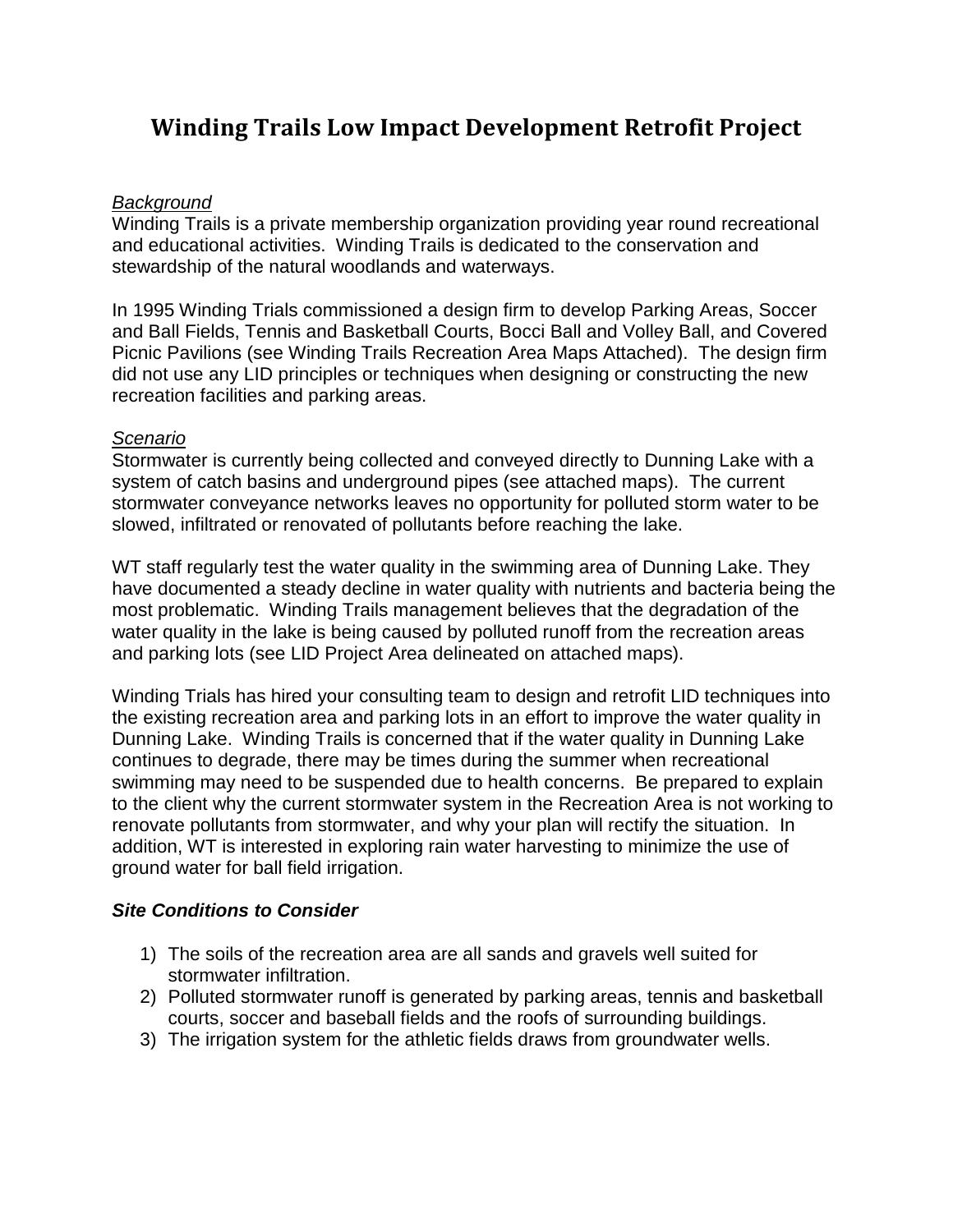# Winding Trails Low Impact Development Retrofit Project

*Background*

Winding Trails is a private membership organization providing year round recreational and educational activities. Winding Trails is dedicated to the conservation and stewardship of the natural woodlands and waterways.

In 1995 Winding Trials commissioned a design firm to develop Parking Areas, Soccer and Ball Fields, Tennis and Basketball Courts, Bocci Ball and Volley Ball, and Covered Picnic Pavilions (see Winding Trails Recreation Area Maps Attached). The design firm did not use any LID principles or techniques when designing or constructing the new recreation facilities and parking areas.

*Scenario*

Stormwater is currently being collected and conveyed directly to Dunning Lake with a system of catch basins and underground pipes (see attached maps). The current stormwater conveyance networks leaves no opportunity for polluted storm water to be slowed, infiltrated or renovated of pollutants before reaching the lake.

WT staff regularly test the water quality in the swimming area of Dunning Lake. They have documented a steady decline in water quality with nutrients and bacteria being the most problematic. Winding Trails management believes that the degradation of the water quality in the lake is being caused by polluted runoff from the recreation areas and parking lots (see LID Project Area delineated on attached maps).

Winding Trials has hired your consulting team to design and retrofit LID techniques into the existing recreation area and parking lots in an effort to improve the water quality in Dunning Lake. Winding Trails is concerned that if the water quality in Dunning Lake continues to degrade, there may be times during the summer when recreational swimming may need to be suspended due to health concerns. Be prepared to explain to the client why the current stormwater system in the Recreation Area is not working to renovate pollutants from stormwater, and why your plan will rectify the situation. In addition, WT is interested in exploring rain water harvesting to minimize the use of ground water for ball field irrigation.

***Site Conditions to Consider***

1) The soils of the recreation area are all sands and gravels well suited for stormwater infiltration.
2) Polluted stormwater runoff is generated by parking areas, tennis and basketball courts, soccer and baseball fields and the roofs of surrounding buildings.
3) The irrigation system for the athletic fields draws from groundwater wells.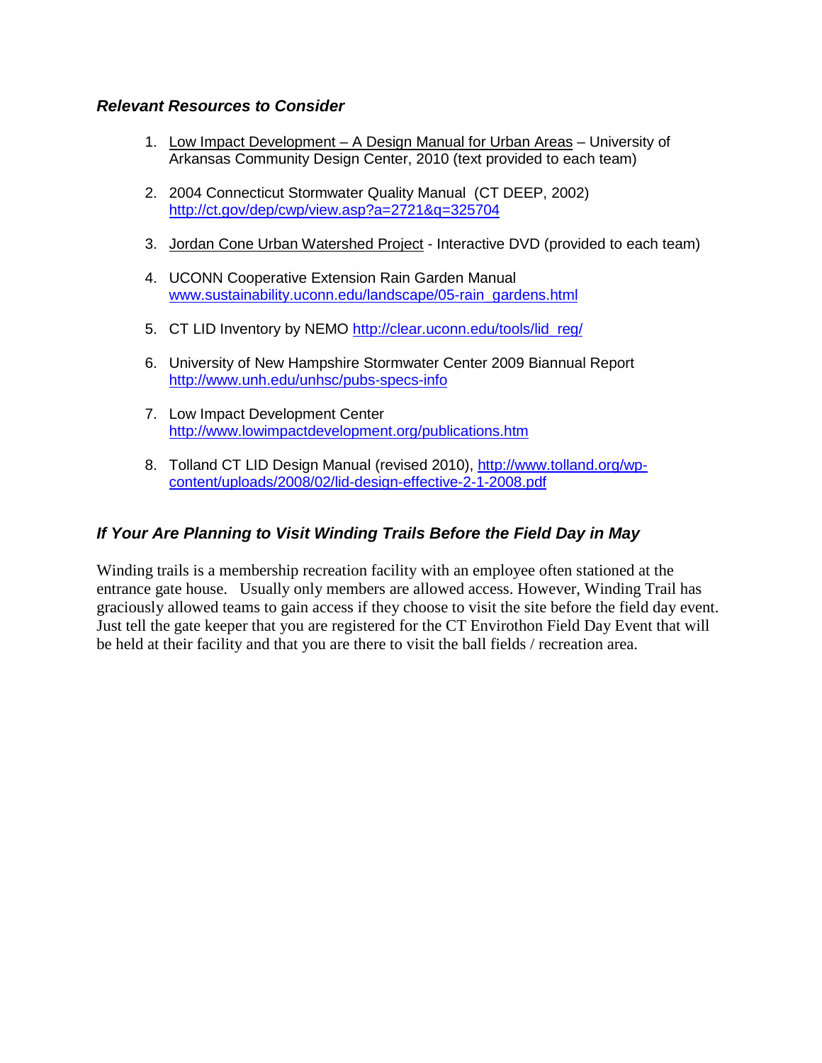### *Relevant Resources to Consider*

1. Low Impact Development – A Design Manual for Urban Areas – University of Arkansas Community Design Center, 2010 (text provided to each team)

2. 2004 Connecticut Stormwater Quality Manual (CT DEEP, 2002) http://ct.gov/dep/cwp/view.asp?a=2721&q=325704

3. Jordan Cone Urban Watershed Project - Interactive DVD (provided to each team)

4. UCONN Cooperative Extension Rain Garden Manual www.sustainability.uconn.edu/landscape/05-rain_gardens.html

5. CT LID Inventory by NEMO http://clear.uconn.edu/tools/lid_reg/

6. University of New Hampshire Stormwater Center 2009 Biannual Report http://www.unh.edu/unhsc/pubs-specs-info

7. Low Impact Development Center http://www.lowimpactdevelopment.org/publications.htm

8. Tolland CT LID Design Manual (revised 2010), http://www.tolland.org/wp-content/uploads/2008/02/lid-design-effective-2-1-2008.pdf

### *If Your Are Planning to Visit Winding Trails Before the Field Day in May*

Winding trails is a membership recreation facility with an employee often stationed at the entrance gate house. Usually only members are allowed access. However, Winding Trail has graciously allowed teams to gain access if they choose to visit the site before the field day event. Just tell the gate keeper that you are registered for the CT Envirothon Field Day Event that will be held at their facility and that you are there to visit the ball fields / recreation area.